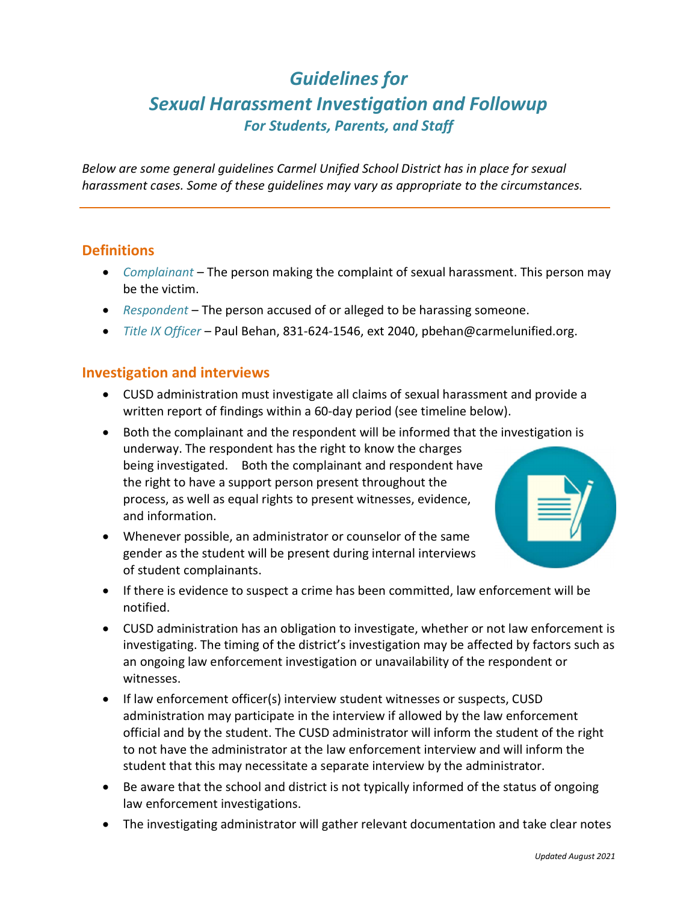# *Guidelines for*
# *Sexual Harassment Investigation and Followup*
### *For Students, Parents, and Staff*

*Below are some general guidelines Carmel Unified School District has in place for sexual harassment cases. Some of these guidelines may vary as appropriate to the circumstances.*

---

## Definitions

- *Complainant* – The person making the complaint of sexual harassment. This person may be the victim.
- *Respondent* – The person accused of or alleged to be harassing someone.
- *Title IX Officer* – Paul Behan, 831-624-1546, ext 2040, pbehan@carmelunified.org.

## Investigation and interviews

- CUSD administration must investigate all claims of sexual harassment and provide a written report of findings within a 60-day period (see timeline below).
- Both the complainant and the respondent will be informed that the investigation is underway. The respondent has the right to know the charges being investigated. Both the complainant and respondent have the right to have a support person present throughout the process, as well as equal rights to present witnesses, evidence, and information.
- Whenever possible, an administrator or counselor of the same gender as the student will be present during internal interviews of student complainants.
- If there is evidence to suspect a crime has been committed, law enforcement will be notified.
- CUSD administration has an obligation to investigate, whether or not law enforcement is investigating. The timing of the district's investigation may be affected by factors such as an ongoing law enforcement investigation or unavailability of the respondent or witnesses.
- If law enforcement officer(s) interview student witnesses or suspects, CUSD administration may participate in the interview if allowed by the law enforcement official and by the student. The CUSD administrator will inform the student of the right to not have the administrator at the law enforcement interview and will inform the student that this may necessitate a separate interview by the administrator.
- Be aware that the school and district is not typically informed of the status of ongoing law enforcement investigations.
- The investigating administrator will gather relevant documentation and take clear notes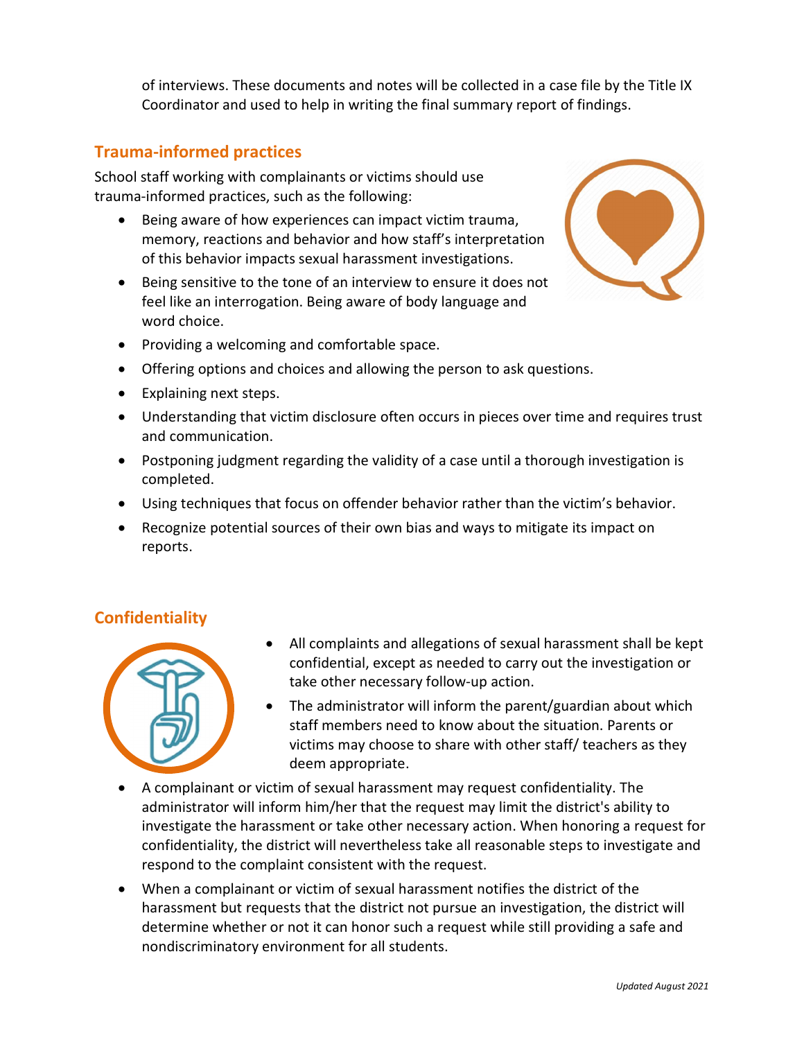of interviews. These documents and notes will be collected in a case file by the Title IX Coordinator and used to help in writing the final summary report of findings.

## Trauma-informed practices

School staff working with complainants or victims should use trauma-informed practices, such as the following:

- Being aware of how experiences can impact victim trauma, memory, reactions and behavior and how staff's interpretation of this behavior impacts sexual harassment investigations.
- Being sensitive to the tone of an interview to ensure it does not feel like an interrogation. Being aware of body language and word choice.
- Providing a welcoming and comfortable space.
- Offering options and choices and allowing the person to ask questions.
- Explaining next steps.
- Understanding that victim disclosure often occurs in pieces over time and requires trust and communication.
- Postponing judgment regarding the validity of a case until a thorough investigation is completed.
- Using techniques that focus on offender behavior rather than the victim's behavior.
- Recognize potential sources of their own bias and ways to mitigate its impact on reports.

## Confidentiality

- All complaints and allegations of sexual harassment shall be kept confidential, except as needed to carry out the investigation or take other necessary follow-up action.
- The administrator will inform the parent/guardian about which staff members need to know about the situation. Parents or victims may choose to share with other staff/ teachers as they deem appropriate.
- A complainant or victim of sexual harassment may request confidentiality. The administrator will inform him/her that the request may limit the district's ability to investigate the harassment or take other necessary action. When honoring a request for confidentiality, the district will nevertheless take all reasonable steps to investigate and respond to the complaint consistent with the request.
- When a complainant or victim of sexual harassment notifies the district of the harassment but requests that the district not pursue an investigation, the district will determine whether or not it can honor such a request while still providing a safe and nondiscriminatory environment for all students.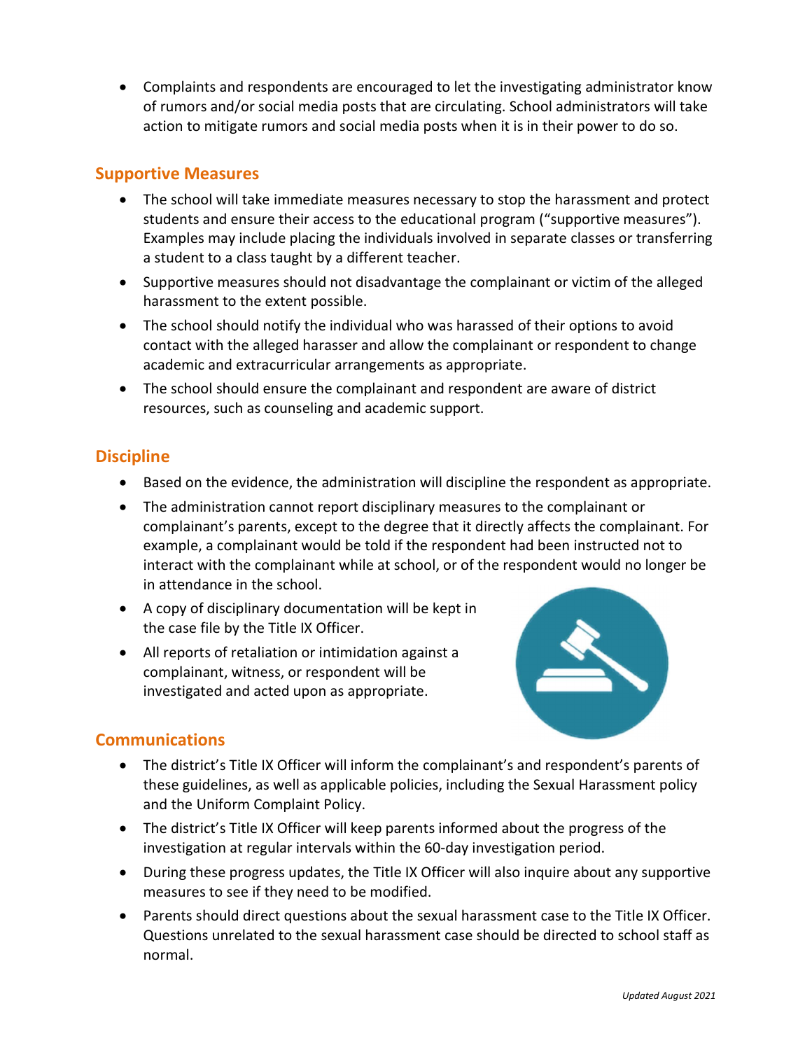- Complaints and respondents are encouraged to let the investigating administrator know of rumors and/or social media posts that are circulating. School administrators will take action to mitigate rumors and social media posts when it is in their power to do so.

## Supportive Measures

- The school will take immediate measures necessary to stop the harassment and protect students and ensure their access to the educational program ("supportive measures"). Examples may include placing the individuals involved in separate classes or transferring a student to a class taught by a different teacher.
- Supportive measures should not disadvantage the complainant or victim of the alleged harassment to the extent possible.
- The school should notify the individual who was harassed of their options to avoid contact with the alleged harasser and allow the complainant or respondent to change academic and extracurricular arrangements as appropriate.
- The school should ensure the complainant and respondent are aware of district resources, such as counseling and academic support.

## Discipline

- Based on the evidence, the administration will discipline the respondent as appropriate.
- The administration cannot report disciplinary measures to the complainant or complainant's parents, except to the degree that it directly affects the complainant. For example, a complainant would be told if the respondent had been instructed not to interact with the complainant while at school, or of the respondent would no longer be in attendance in the school.
- A copy of disciplinary documentation will be kept in the case file by the Title IX Officer.
- All reports of retaliation or intimidation against a complainant, witness, or respondent will be investigated and acted upon as appropriate.

## Communications

- The district's Title IX Officer will inform the complainant's and respondent's parents of these guidelines, as well as applicable policies, including the Sexual Harassment policy and the Uniform Complaint Policy.
- The district's Title IX Officer will keep parents informed about the progress of the investigation at regular intervals within the 60-day investigation period.
- During these progress updates, the Title IX Officer will also inquire about any supportive measures to see if they need to be modified.
- Parents should direct questions about the sexual harassment case to the Title IX Officer. Questions unrelated to the sexual harassment case should be directed to school staff as normal.

*Updated August 2021*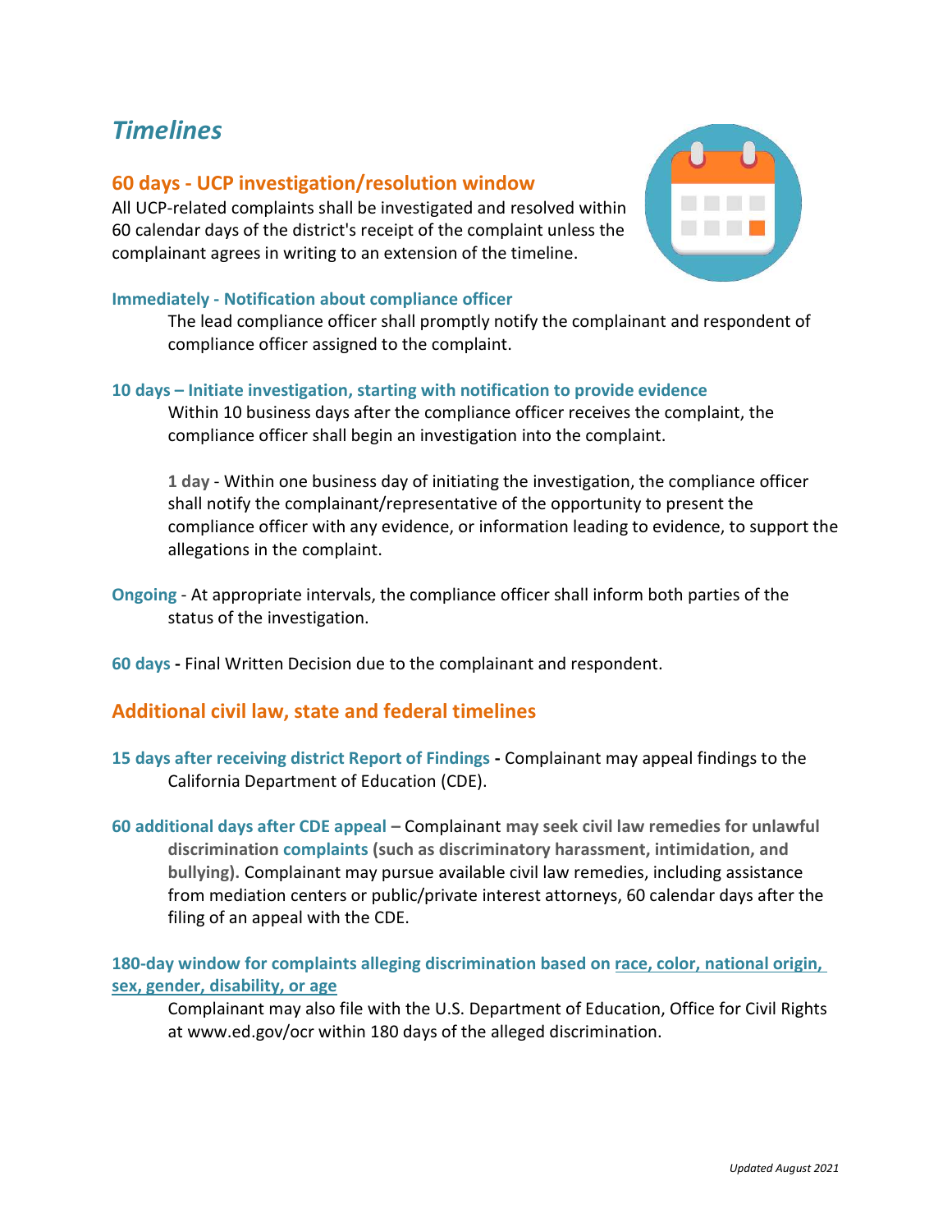# *Timelines*

## 60 days - UCP investigation/resolution window

All UCP-related complaints shall be investigated and resolved within 60 calendar days of the district's receipt of the complaint unless the complainant agrees in writing to an extension of the timeline.

### Immediately - Notification about compliance officer

The lead compliance officer shall promptly notify the complainant and respondent of compliance officer assigned to the complaint.

### 10 days – Initiate investigation, starting with notification to provide evidence

Within 10 business days after the compliance officer receives the complaint, the compliance officer shall begin an investigation into the complaint.

**1 day** - Within one business day of initiating the investigation, the compliance officer shall notify the complainant/representative of the opportunity to present the compliance officer with any evidence, or information leading to evidence, to support the allegations in the complaint.

**Ongoing** - At appropriate intervals, the compliance officer shall inform both parties of the status of the investigation.

**60 days -** Final Written Decision due to the complainant and respondent.

## Additional civil law, state and federal timelines

**15 days after receiving district Report of Findings -** Complainant may appeal findings to the California Department of Education (CDE).

**60 additional days after CDE appeal –** Complainant **may seek civil law remedies for unlawful discrimination complaints (such as discriminatory harassment, intimidation, and bullying).** Complainant may pursue available civil law remedies, including assistance from mediation centers or public/private interest attorneys, 60 calendar days after the filing of an appeal with the CDE.

### 180-day window for complaints alleging discrimination based on race, color, national origin, sex, gender, disability, or age

Complainant may also file with the U.S. Department of Education, Office for Civil Rights at www.ed.gov/ocr within 180 days of the alleged discrimination.

*Updated August 2021*